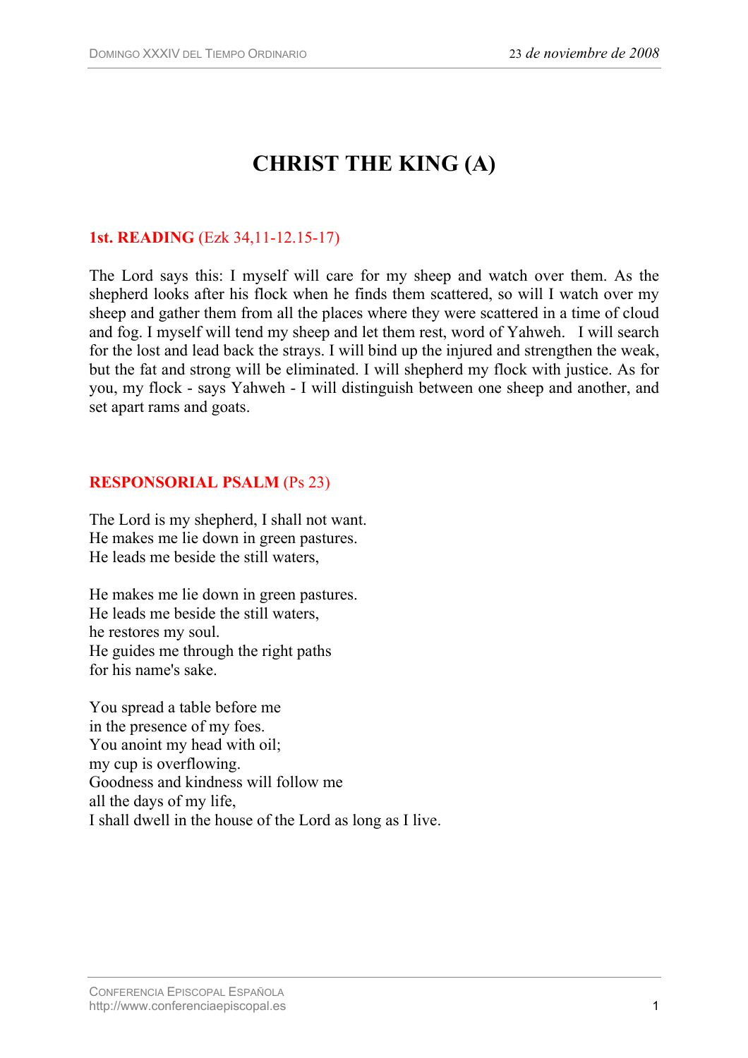# CHRIST THE KING (A)

**1st. READING** (Ezk 34,11-12.15-17)

The Lord says this: I myself will care for my sheep and watch over them. As the shepherd looks after his flock when he finds them scattered, so will I watch over my sheep and gather them from all the places where they were scattered in a time of cloud and fog. I myself will tend my sheep and let them rest, word of Yahweh. I will search for the lost and lead back the strays. I will bind up the injured and strengthen the weak, but the fat and strong will be eliminated. I will shepherd my flock with justice. As for you, my flock - says Yahweh - I will distinguish between one sheep and another, and set apart rams and goats.

**RESPONSORIAL PSALM** (Ps 23)

The Lord is my shepherd, I shall not want.
He makes me lie down in green pastures.
He leads me beside the still waters,

He makes me lie down in green pastures.
He leads me beside the still waters,
he restores my soul.
He guides me through the right paths
for his name's sake.

You spread a table before me
in the presence of my foes.
You anoint my head with oil;
my cup is overflowing.
Goodness and kindness will follow me
all the days of my life,
I shall dwell in the house of the Lord as long as I live.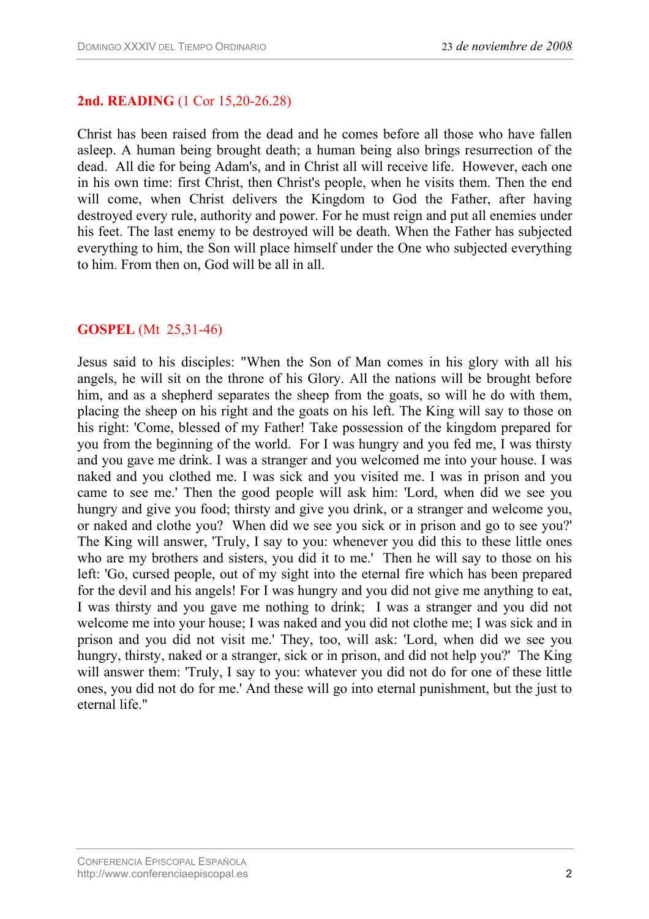## **2nd. READING** (1 Cor 15,20-26.28)

Christ has been raised from the dead and he comes before all those who have fallen asleep. A human being brought death; a human being also brings resurrection of the dead. All die for being Adam's, and in Christ all will receive life. However, each one in his own time: first Christ, then Christ's people, when he visits them. Then the end will come, when Christ delivers the Kingdom to God the Father, after having destroyed every rule, authority and power. For he must reign and put all enemies under his feet. The last enemy to be destroyed will be death. When the Father has subjected everything to him, the Son will place himself under the One who subjected everything to him. From then on, God will be all in all.

## **GOSPEL** (Mt 25,31-46)

Jesus said to his disciples: "When the Son of Man comes in his glory with all his angels, he will sit on the throne of his Glory. All the nations will be brought before him, and as a shepherd separates the sheep from the goats, so will he do with them, placing the sheep on his right and the goats on his left. The King will say to those on his right: 'Come, blessed of my Father! Take possession of the kingdom prepared for you from the beginning of the world. For I was hungry and you fed me, I was thirsty and you gave me drink. I was a stranger and you welcomed me into your house. I was naked and you clothed me. I was sick and you visited me. I was in prison and you came to see me.' Then the good people will ask him: 'Lord, when did we see you hungry and give you food; thirsty and give you drink, or a stranger and welcome you, or naked and clothe you? When did we see you sick or in prison and go to see you?' The King will answer, 'Truly, I say to you: whenever you did this to these little ones who are my brothers and sisters, you did it to me.' Then he will say to those on his left: 'Go, cursed people, out of my sight into the eternal fire which has been prepared for the devil and his angels! For I was hungry and you did not give me anything to eat, I was thirsty and you gave me nothing to drink; I was a stranger and you did not welcome me into your house; I was naked and you did not clothe me; I was sick and in prison and you did not visit me.' They, too, will ask: 'Lord, when did we see you hungry, thirsty, naked or a stranger, sick or in prison, and did not help you?' The King will answer them: 'Truly, I say to you: whatever you did not do for one of these little ones, you did not do for me.' And these will go into eternal punishment, but the just to eternal life."